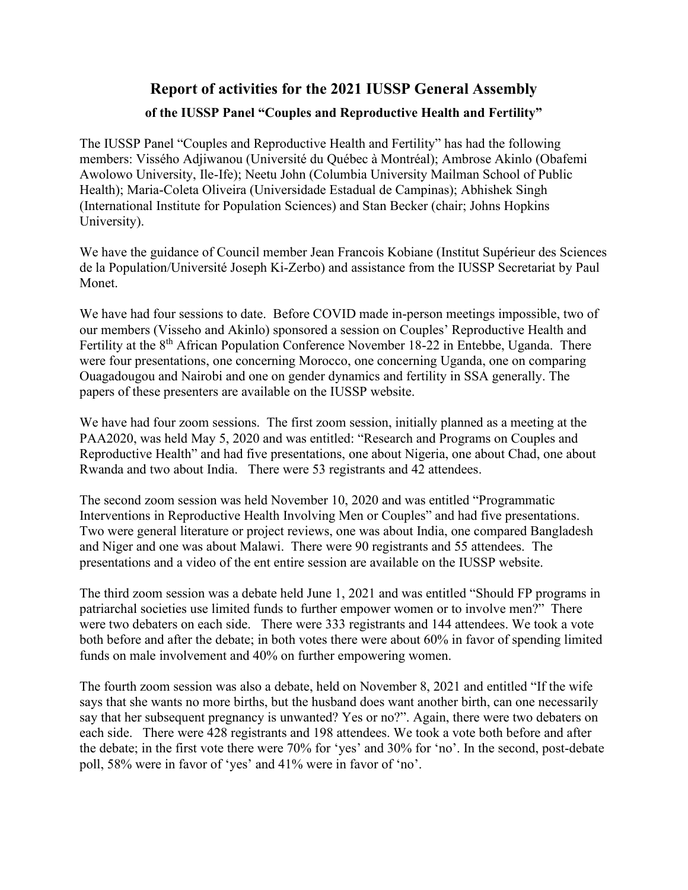# Report of activities for the 2021 IUSSP General Assembly

### of the IUSSP Panel "Couples and Reproductive Health and Fertility"

The IUSSP Panel "Couples and Reproductive Health and Fertility" has had the following members: Vissého Adjiwanou (Université du Québec à Montréal); Ambrose Akinlo (Obafemi Awolowo University, Ile-Ife); Neetu John (Columbia University Mailman School of Public Health); Maria-Coleta Oliveira (Universidade Estadual de Campinas); Abhishek Singh (International Institute for Population Sciences) and Stan Becker (chair; Johns Hopkins University).

We have the guidance of Council member Jean Francois Kobiane (Institut Supérieur des Sciences de la Population/Université Joseph Ki-Zerbo) and assistance from the IUSSP Secretariat by Paul Monet.

We have had four sessions to date. Before COVID made in-person meetings impossible, two of our members (Visseho and Akinlo) sponsored a session on Couples' Reproductive Health and Fertility at the 8th African Population Conference November 18-22 in Entebbe, Uganda. There were four presentations, one concerning Morocco, one concerning Uganda, one on comparing Ouagadougou and Nairobi and one on gender dynamics and fertility in SSA generally. The papers of these presenters are available on the IUSSP website.

We have had four zoom sessions. The first zoom session, initially planned as a meeting at the PAA2020, was held May 5, 2020 and was entitled: "Research and Programs on Couples and Reproductive Health" and had five presentations, one about Nigeria, one about Chad, one about Rwanda and two about India. There were 53 registrants and 42 attendees.

The second zoom session was held November 10, 2020 and was entitled "Programmatic Interventions in Reproductive Health Involving Men or Couples" and had five presentations. Two were general literature or project reviews, one was about India, one compared Bangladesh and Niger and one was about Malawi. There were 90 registrants and 55 attendees. The presentations and a video of the ent entire session are available on the IUSSP website.

The third zoom session was a debate held June 1, 2021 and was entitled "Should FP programs in patriarchal societies use limited funds to further empower women or to involve men?" There were two debaters on each side. There were 333 registrants and 144 attendees. We took a vote both before and after the debate; in both votes there were about 60% in favor of spending limited funds on male involvement and 40% on further empowering women.

The fourth zoom session was also a debate, held on November 8, 2021 and entitled "If the wife says that she wants no more births, but the husband does want another birth, can one necessarily say that her subsequent pregnancy is unwanted? Yes or no?". Again, there were two debaters on each side. There were 428 registrants and 198 attendees. We took a vote both before and after the debate; in the first vote there were 70% for 'yes' and 30% for 'no'. In the second, post-debate poll, 58% were in favor of 'yes' and 41% were in favor of 'no'.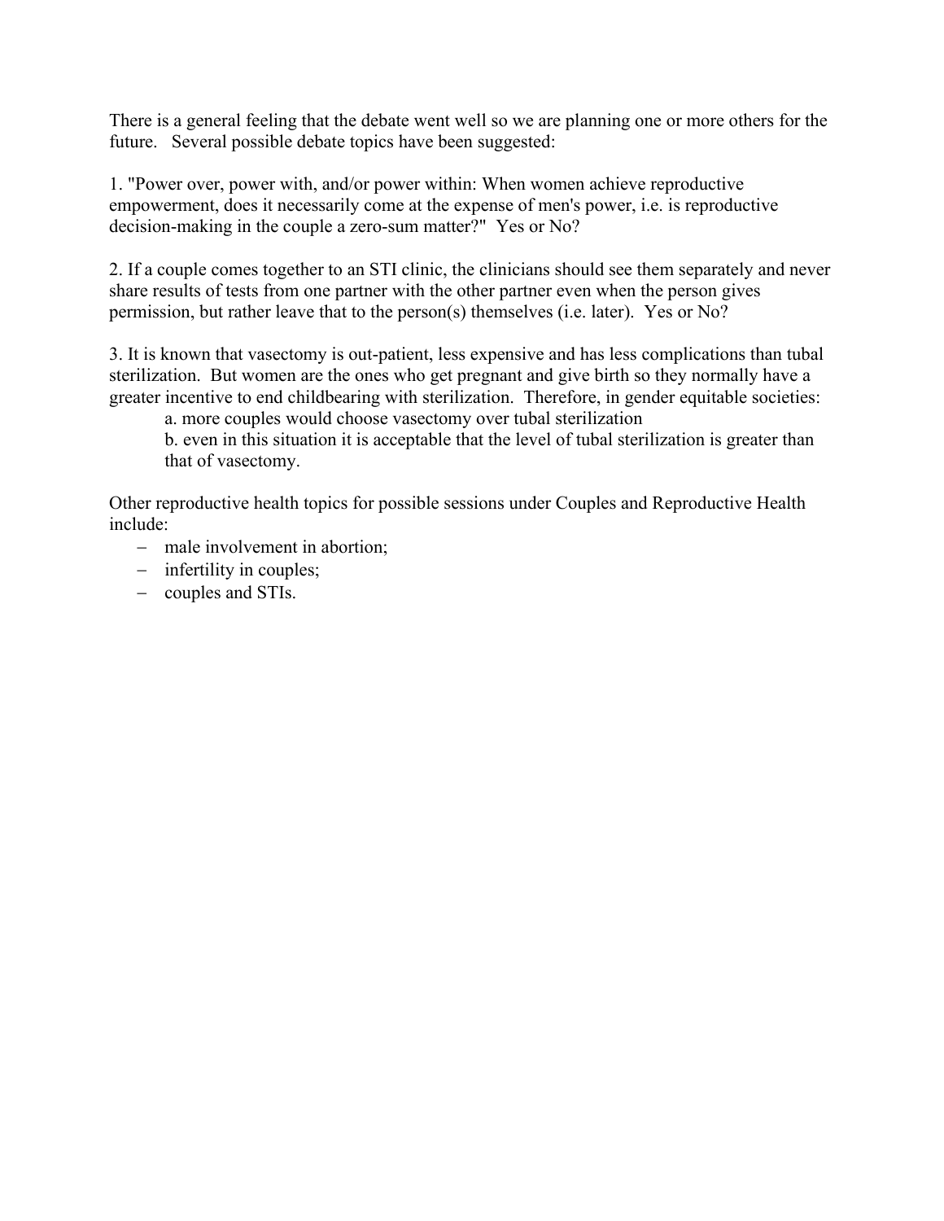There is a general feeling that the debate went well so we are planning one or more others for the future. Several possible debate topics have been suggested:

1. "Power over, power with, and/or power within: When women achieve reproductive empowerment, does it necessarily come at the expense of men's power, i.e. is reproductive decision-making in the couple a zero-sum matter?" Yes or No?

2. If a couple comes together to an STI clinic, the clinicians should see them separately and never share results of tests from one partner with the other partner even when the person gives permission, but rather leave that to the person(s) themselves (i.e. later). Yes or No?

3. It is known that vasectomy is out-patient, less expensive and has less complications than tubal sterilization. But women are the ones who get pregnant and give birth so they normally have a greater incentive to end childbearing with sterilization. Therefore, in gender equitable societies:
   a. more couples would choose vasectomy over tubal sterilization
   b. even in this situation it is acceptable that the level of tubal sterilization is greater than that of vasectomy.

Other reproductive health topics for possible sessions under Couples and Reproductive Health include:

- male involvement in abortion;
- infertility in couples;
- couples and STIs.